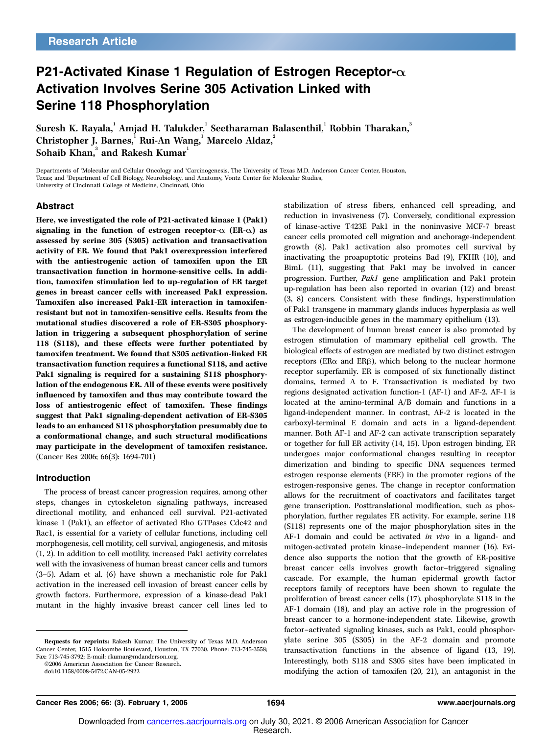Research Article

# P21-Activated Kinase 1 Regulation of Estrogen Receptor-α Activation Involves Serine 305 Activation Linked with Serine 118 Phosphorylation

Suresh K. Rayala,[1] Amjad H. Talukder,[1] Seetharaman Balasenthil,[1] Robbin Tharakan,[3] Christopher J. Barnes,[1] Rui-An Wang,[1] Marcelo Aldaz,[2] Sohaib Khan,[3] and Rakesh Kumar[1]

Departments of [1]Molecular and Cellular Oncology and [2]Carcinogenesis, The University of Texas M.D. Anderson Cancer Center, Houston, Texas; and [3]Department of Cell Biology, Neurobiology, and Anatomy, Vontz Center for Molecular Studies, University of Cincinnati College of Medicine, Cincinnati, Ohio

## Abstract

**Here, we investigated the role of P21-activated kinase 1 (Pak1) signaling in the function of estrogen receptor-α (ER-α) as assessed by serine 305 (S305) activation and transactivation activity of ER. We found that Pak1 overexpression interfered with the antiestrogenic action of tamoxifen upon the ER transactivation function in hormone-sensitive cells. In addition, tamoxifen stimulation led to up-regulation of ER target genes in breast cancer cells with increased Pak1 expression. Tamoxifen also increased Pak1-ER interaction in tamoxifen-resistant but not in tamoxifen-sensitive cells. Results from the mutational studies discovered a role of ER-S305 phosphorylation in triggering a subsequent phosphorylation of serine 118 (S118), and these effects were further potentiated by tamoxifen treatment. We found that S305 activation-linked ER transactivation function requires a functional S118, and active Pak1 signaling is required for a sustaining S118 phosphorylation of the endogenous ER. All of these events were positively influenced by tamoxifen and thus may contribute toward the loss of antiestrogenic effect of tamoxifen. These findings suggest that Pak1 signaling-dependent activation of ER-S305 leads to an enhanced S118 phosphorylation presumably due to a conformational change, and such structural modifications may participate in the development of tamoxifen resistance.** (Cancer Res 2006; 66(3): 1694-701)

## Introduction

The process of breast cancer progression requires, among other steps, changes in cytoskeleton signaling pathways, increased directional motility, and enhanced cell survival. P21-activated kinase 1 (Pak1), an effector of activated Rho GTPases Cdc42 and Rac1, is essential for a variety of cellular functions, including cell morphogenesis, cell motility, cell survival, angiogenesis, and mitosis (1, 2). In addition to cell motility, increased Pak1 activity correlates well with the invasiveness of human breast cancer cells and tumors (3–5). Adam et al. (6) have shown a mechanistic role for Pak1 activation in the increased cell invasion of breast cancer cells by growth factors. Furthermore, expression of a kinase-dead Pak1 mutant in the highly invasive breast cancer cell lines led to stabilization of stress fibers, enhanced cell spreading, and reduction in invasiveness (7). Conversely, conditional expression of kinase-active T423E Pak1 in the noninvasive MCF-7 breast cancer cells promoted cell migration and anchorage-independent growth (8). Pak1 activation also promotes cell survival by inactivating the proapoptotic proteins Bad (9), FKHR (10), and BimL (11), suggesting that Pak1 may be involved in cancer progression. Further, *Pak1* gene amplification and Pak1 protein up-regulation has been also reported in ovarian (12) and breast (3, 8) cancers. Consistent with these findings, hyperstimulation of Pak1 transgene in mammary glands induces hyperplasia as well as estrogen-inducible genes in the mammary epithelium (13).

The development of human breast cancer is also promoted by estrogen stimulation of mammary epithelial cell growth. The biological effects of estrogen are mediated by two distinct estrogen receptors (ERα and ERβ), which belong to the nuclear hormone receptor superfamily. ER is composed of six functionally distinct domains, termed A to F. Transactivation is mediated by two regions designated activation function-1 (AF-1) and AF-2. AF-1 is located at the amino-terminal A/B domain and functions in a ligand-independent manner. In contrast, AF-2 is located in the carboxyl-terminal E domain and acts in a ligand-dependent manner. Both AF-1 and AF-2 can activate transcription separately or together for full ER activity (14, 15). Upon estrogen binding, ER undergoes major conformational changes resulting in receptor dimerization and binding to specific DNA sequences termed estrogen response elements (ERE) in the promoter regions of the estrogen-responsive genes. The change in receptor conformation allows for the recruitment of coactivators and facilitates target gene transcription. Posttranslational modification, such as phosphorylation, further regulates ER activity. For example, serine 118 (S118) represents one of the major phosphorylation sites in the AF-1 domain and could be activated *in vivo* in a ligand- and mitogen-activated protein kinase–independent manner (16). Evidence also supports the notion that the growth of ER-positive breast cancer cells involves growth factor–triggered signaling cascade. For example, the human epidermal growth factor receptors family of receptors have been shown to regulate the proliferation of breast cancer cells (17), phosphorylate S118 in the AF-1 domain (18), and play an active role in the progression of breast cancer to a hormone-independent state. Likewise, growth factor–activated signaling kinases, such as Pak1, could phosphorylate serine 305 (S305) in the AF-2 domain and promote transactivation functions in the absence of ligand (13, 19). Interestingly, both S118 and S305 sites have been implicated in modifying the action of tamoxifen (20, 21), an antagonist in the

---

**Requests for reprints:** Rakesh Kumar, The University of Texas M.D. Anderson Cancer Center, 1515 Holcombe Boulevard, Houston, TX 77030. Phone: 713-745-3558; Fax: 713-745-3792; E-mail: rkumar@mdanderson.org.

©2006 American Association for Cancer Research.

doi:10.1158/0008-5472.CAN-05-2922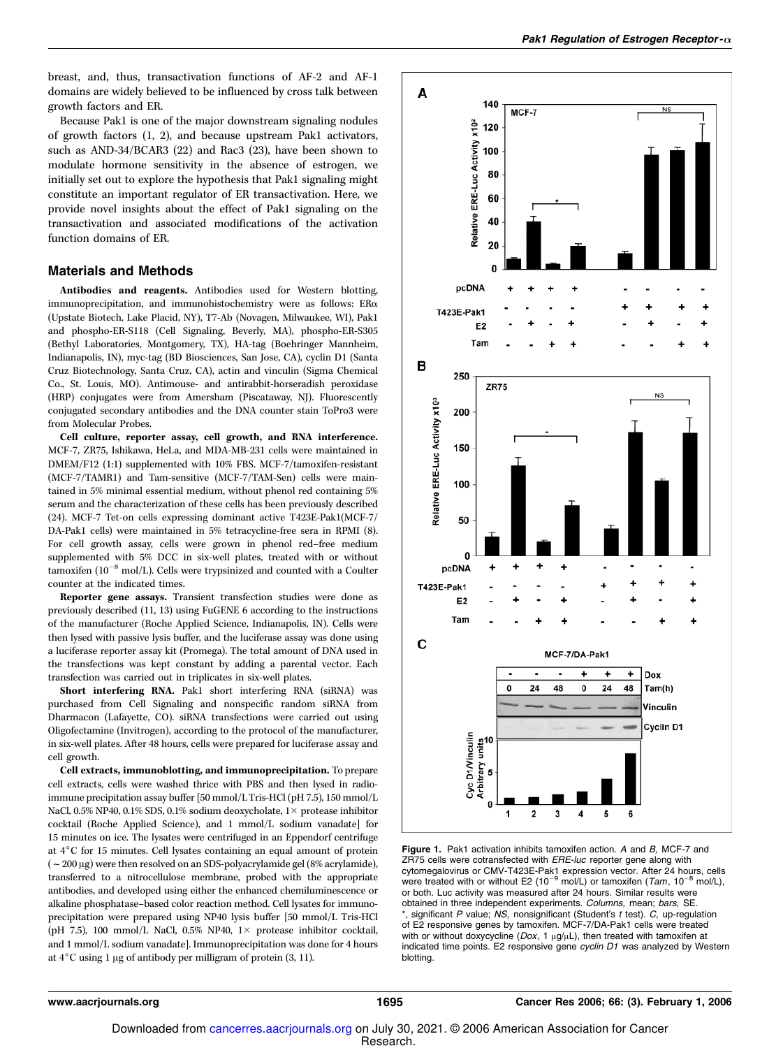breast, and, thus, transactivation functions of AF-2 and AF-1 domains are widely believed to be influenced by cross talk between growth factors and ER.

Because Pak1 is one of the major downstream signaling nodules of growth factors (1, 2), and because upstream Pak1 activators, such as AND-34/BCAR3 (22) and Rac3 (23), have been shown to modulate hormone sensitivity in the absence of estrogen, we initially set out to explore the hypothesis that Pak1 signaling might constitute an important regulator of ER transactivation. Here, we provide novel insights about the effect of Pak1 signaling on the transactivation and associated modifications of the activation function domains of ER.

## Materials and Methods

**Antibodies and reagents.** Antibodies used for Western blotting, immunoprecipitation, and immunohistochemistry were as follows: ERα (Upstate Biotech, Lake Placid, NY), T7-Ab (Novagen, Milwaukee, WI), Pak1 and phospho-ER-S118 (Cell Signaling, Beverly, MA), phospho-ER-S305 (Bethyl Laboratories, Montgomery, TX), HA-tag (Boehringer Mannheim, Indianapolis, IN), myc-tag (BD Biosciences, San Jose, CA), cyclin D1 (Santa Cruz Biotechnology, Santa Cruz, CA), actin and vinculin (Sigma Chemical Co., St. Louis, MO). Antimouse- and antirabbit-horseradish peroxidase (HRP) conjugates were from Amersham (Piscataway, NJ). Fluorescently conjugated secondary antibodies and the DNA counter stain ToPro3 were from Molecular Probes.

**Cell culture, reporter assay, cell growth, and RNA interference.** MCF-7, ZR75, Ishikawa, HeLa, and MDA-MB-231 cells were maintained in DMEM/F12 (1:1) supplemented with 10% FBS. MCF-7/tamoxifen-resistant (MCF-7/TAMR1) and Tam-sensitive (MCF-7/TAM-Sen) cells were maintained in 5% minimal essential medium, without phenol red containing 5% serum and the characterization of these cells has been previously described (24). MCF-7 Tet-on cells expressing dominant active T423E-Pak1(MCF-7/DA-Pak1 cells) were maintained in 5% tetracycline-free sera in RPMI (8). For cell growth assay, cells were grown in phenol red–free medium supplemented with 5% DCC in six-well plates, treated with or without tamoxifen ($10^{-8}$ mol/L). Cells were trypsinized and counted with a Coulter counter at the indicated times.

**Reporter gene assays.** Transient transfection studies were done as previously described (11, 13) using FuGENE 6 according to the instructions of the manufacturer (Roche Applied Science, Indianapolis, IN). Cells were then lysed with passive lysis buffer, and the luciferase assay was done using a luciferase reporter assay kit (Promega). The total amount of DNA used in the transfections was kept constant by adding a parental vector. Each transfection was carried out in triplicates in six-well plates.

**Short interfering RNA.** Pak1 short interfering RNA (siRNA) was purchased from Cell Signaling and nonspecific random siRNA from Dharmacon (Lafayette, CO). siRNA transfections were carried out using Oligofectamine (Invitrogen), according to the protocol of the manufacturer, in six-well plates. After 48 hours, cells were prepared for luciferase assay and cell growth.

**Cell extracts, immunoblotting, and immunoprecipitation.** To prepare cell extracts, cells were washed thrice with PBS and then lysed in radioimmune precipitation assay buffer [50 mmol/L Tris-HCl (pH 7.5), 150 mmol/L NaCl, 0.5% NP40, 0.1% SDS, 0.1% sodium deoxycholate, 1× protease inhibitor cocktail (Roche Applied Science), and 1 mmol/L sodium vanadate] for 15 minutes on ice. The lysates were centrifuged in an Eppendorf centrifuge at 4°C for 15 minutes. Cell lysates containing an equal amount of protein (~200 μg) were then resolved on an SDS-polyacrylamide gel (8% acrylamide), transferred to a nitrocellulose membrane, probed with the appropriate antibodies, and developed using either the enhanced chemiluminescence or alkaline phosphatase–based color reaction method. Cell lysates for immunoprecipitation were prepared using NP40 lysis buffer [50 mmol/L Tris-HCl (pH 7.5), 100 mmol/L NaCl, 0.5% NP40, 1× protease inhibitor cocktail, and 1 mmol/L sodium vanadate]. Immunoprecipitation was done for 4 hours at 4°C using 1 μg of antibody per milligram of protein (3, 11).

**Figure 1.** Pak1 activation inhibits tamoxifen action. *A* and *B,* MCF-7 and ZR75 cells were cotransfected with *ERE-luc* reporter gene along with cytomegalovirus or CMV-T423E-Pak1 expression vector. After 24 hours, cells were treated with or without E2 ($10^{-9}$ mol/L) or tamoxifen (*Tam*, $10^{-8}$ mol/L), or both. Luc activity was measured after 24 hours. Similar results were obtained in three independent experiments. *Columns,* mean; *bars,* SE. *, significant *P* value; *NS,* nonsignificant (Student's *t* test). *C,* up-regulation of E2 responsive genes by tamoxifen. MCF-7/DA-Pak1 cells were treated with or without doxycycline (*Dox*, 1 μg/μL), then treated with tamoxifen at indicated time points. E2 responsive gene *cyclin D1* was analyzed by Western blotting.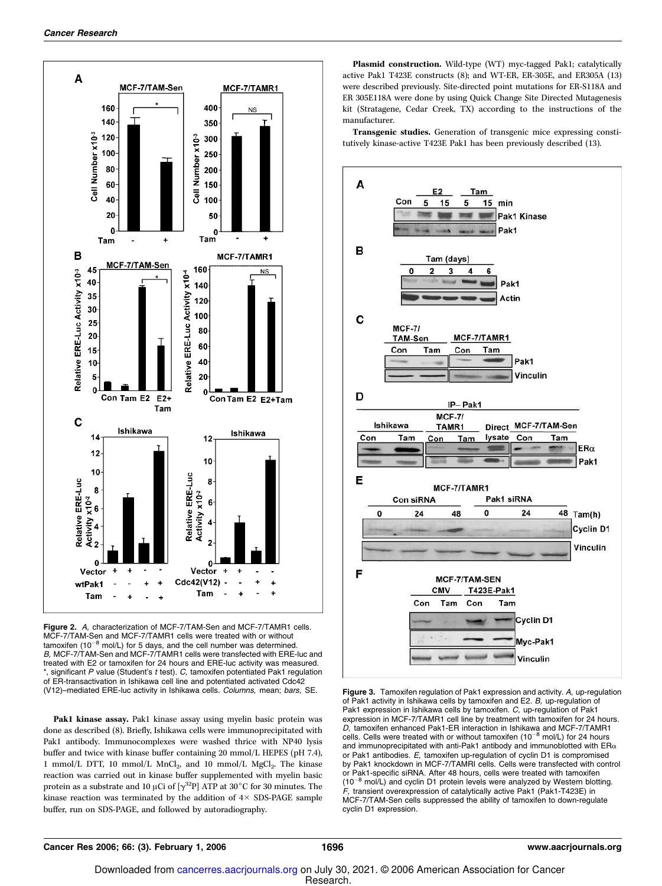**Figure 2.** *A,* characterization of MCF-7/TAM-Sen and MCF-7/TAMR1 cells. MCF-7/TAM-Sen and MCF-7/TAMR1 cells were treated with or without tamoxifen ($10^{-8}$ mol/L) for 5 days, and the cell number was determined. *B,* MCF-7/TAM-Sen and MCF-7/TAMR1 cells were transfected with ERE-luc and treated with E2 or tamoxifen for 24 hours and ERE-luc activity was measured. *, significant *P* value (Student's *t* test). *C,* tamoxifen potentiated Pak1 regulation of ER-transactivation in Ishikawa cell line and potentiated activated Cdc42 (V12)–mediated ERE-luc activity in Ishikawa cells. *Columns,* mean; *bars,* SE.

**Pak1 kinase assay.** Pak1 kinase assay using myelin basic protein was done as described (8). Briefly, Ishikawa cells were immunoprecipitated with Pak1 antibody. Immunocomplexes were washed thrice with NP40 lysis buffer and twice with kinase buffer containing 20 mmol/L HEPES (pH 7.4), 1 mmol/L DTT, 10 mmol/L $MnCl_2$, and 10 mmol/L $MgCl_2$. The kinase reaction was carried out in kinase buffer supplemented with myelin basic protein as a substrate and 10 μCi of [$\gamma^{32}$P] ATP at 30°C for 30 minutes. The kinase reaction was terminated by the addition of 4× SDS-PAGE sample buffer, run on SDS-PAGE, and followed by autoradiography.

**Plasmid construction.** Wild-type (WT) myc-tagged Pak1; catalytically active Pak1 T423E constructs (8); and WT-ER, ER-305E, and ER305A (13) were described previously. Site-directed point mutations for ER-S118A and ER 305E118A were done by using Quick Change Site Directed Mutagenesis kit (Stratagene, Cedar Creek, TX) according to the instructions of the manufacturer.

**Transgenic studies.** Generation of transgenic mice expressing constitutively kinase-active T423E Pak1 has been previously described (13).

**Figure 3.** Tamoxifen regulation of Pak1 expression and activity. *A,* up-regulation of Pak1 activity in Ishikawa cells by tamoxifen and E2. *B,* up-regulation of Pak1 expression in Ishikawa cells by tamoxifen. *C,* up-regulation of Pak1 expression in MCF-7/TAMR1 cell line by treatment with tamoxifen for 24 hours. *D,* tamoxifen enhanced Pak1-ER interaction in Ishikawa and MCF-7/TAMR1 cells. Cells were treated with or without tamoxifen ($10^{-8}$ mol/L) for 24 hours and immunoprecipitated with anti-Pak1 antibody and immunoblotted with ERα or Pak1 antibodies. *E,* tamoxifen up-regulation of cyclin D1 is compromised by Pak1 knockdown in MCF-7/TAMRI cells. Cells were transfected with control or Pak1-specific siRNA. After 48 hours, cells were treated with tamoxifen ($10^{-8}$ mol/L) and cyclin D1 protein levels were analyzed by Western blotting. *F,* transient overexpression of catalytically active Pak1 (Pak1-T423E) in MCF-7/TAM-Sen cells suppressed the ability of tamoxifen to down-regulate cyclin D1 expression.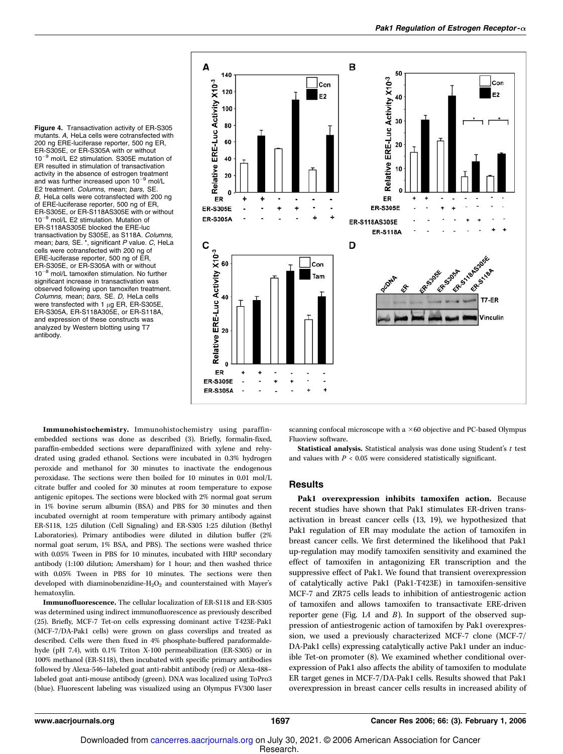Figure 4. Transactivation activity of ER-S305 mutants. *A,* HeLa cells were cotransfected with 200 ng ERE-luciferase reporter, 500 ng ER, ER-S305E, or ER-S305A with or without $10^{-9}$ mol/L E2 stimulation. S305E mutation of ER resulted in stimulation of transactivation activity in the absence of estrogen treatment and was further increased upon $10^{-9}$ mol/L E2 treatment. *Columns,* mean; *bars,* SE. *B,* HeLa cells were cotransfected with 200 ng of ERE-luciferase reporter, 500 ng of ER, ER-S305E, or ER-S118AS305E with or without $10^{-9}$ mol/L E2 stimulation. Mutation of ER-S118AS305E blocked the ERE-luc transactivation by S305E, as S118A. *Columns,* mean; *bars,* SE. *, significant *P* value. *C,* HeLa cells were cotransfected with 200 ng of ERE-luciferase reporter, 500 ng of ER, ER-S305E, or ER-S305A with or without $10^{-8}$ mol/L tamoxifen stimulation. No further significant increase in transactivation was observed following upon tamoxifen treatment. *Columns,* mean; *bars,* SE. *D,* HeLa cells were transfected with 1 μg ER, ER-S305E, ER-S305A, ER-S118A305E, or ER-S118A, and expression of these constructs was analyzed by Western blotting using T7 antibody.

**Immunohistochemistry.** Immunohistochemistry using paraffin-embedded sections was done as described (3). Briefly, formalin-fixed, paraffin-embedded sections were deparaffinized with xylene and rehydrated using graded ethanol. Sections were incubated in 0.3% hydrogen peroxide and methanol for 30 minutes to inactivate the endogenous peroxidase. The sections were then boiled for 10 minutes in 0.01 mol/L citrate buffer and cooled for 30 minutes at room temperature to expose antigenic epitopes. The sections were blocked with 2% normal goat serum in 1% bovine serum albumin (BSA) and PBS for 30 minutes and then incubated overnight at room temperature with primary antibody against ER-S118, 1:25 dilution (Cell Signaling) and ER-S305 1:25 dilution (Bethyl Laboratories). Primary antibodies were diluted in dilution buffer (2% normal goat serum, 1% BSA, and PBS). The sections were washed thrice with 0.05% Tween in PBS for 10 minutes, incubated with HRP secondary antibody (1:100 dilution; Amersham) for 1 hour; and then washed thrice with 0.05% Tween in PBS for 10 minutes. The sections were then developed with diaminobenzidine-$H_2O_2$ and counterstained with Mayer's hematoxylin.

**Immunofluorescence.** The cellular localization of ER-S118 and ER-S305 was determined using indirect immunofluorescence as previously described (25). Briefly, MCF-7 Tet-on cells expressing dominant active T423E-Pak1 (MCF-7/DA-Pak1 cells) were grown on glass coverslips and treated as described. Cells were then fixed in 4% phosphate-buffered paraformaldehyde (pH 7.4), with 0.1% Triton X-100 permeabilization (ER-S305) or in 100% methanol (ER-S118), then incubated with specific primary antibodies followed by Alexa-546–labeled goat anti-rabbit antibody (red) or Alexa-488–labeled goat anti-mouse antibody (green). DNA was localized using ToPro3 (blue). Fluorescent labeling was visualized using an Olympus FV300 laser scanning confocal microscope with a ×60 objective and PC-based Olympus Fluoview software.

**Statistical analysis.** Statistical analysis was done using Student's *t* test and values with $P < 0.05$ were considered statistically significant.

## Results

**Pak1 overexpression inhibits tamoxifen action.** Because recent studies have shown that Pak1 stimulates ER-driven transactivation in breast cancer cells (13, 19), we hypothesized that Pak1 regulation of ER may modulate the action of tamoxifen in breast cancer cells. We first determined the likelihood that Pak1 up-regulation may modify tamoxifen sensitivity and examined the effect of tamoxifen in antagonizing ER transcription and the suppressive effect of Pak1. We found that transient overexpression of catalytically active Pak1 (Pak1-T423E) in tamoxifen-sensitive MCF-7 and ZR75 cells leads to inhibition of antiestrogenic action of tamoxifen and allows tamoxifen to transactivate ERE-driven reporter gene (Fig. 1*A* and *B*). In support of the observed suppression of antiestrogenic action of tamoxifen by Pak1 overexpression, we used a previously characterized MCF-7 clone (MCF-7/DA-Pak1 cells) expressing catalytically active Pak1 under an inducible Tet-on promoter (8). We examined whether conditional overexpression of Pak1 also affects the ability of tamoxifen to modulate ER target genes in MCF-7/DA-Pak1 cells. Results showed that Pak1 overexpression in breast cancer cells results in increased ability of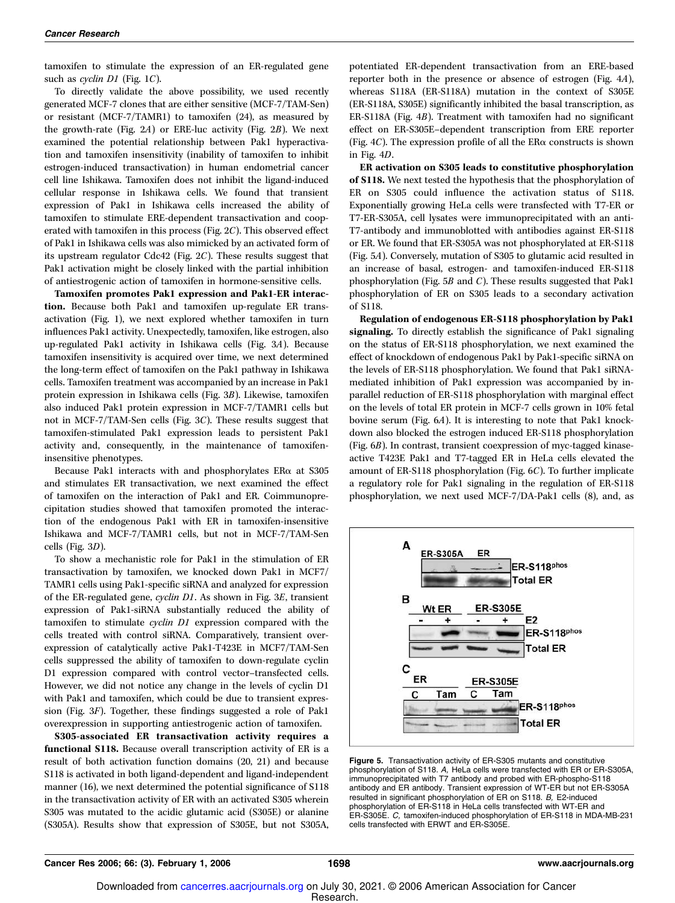tamoxifen to stimulate the expression of an ER-regulated gene such as *cyclin D1* (Fig. 1*C*).

To directly validate the above possibility, we used recently generated MCF-7 clones that are either sensitive (MCF-7/TAM-Sen) or resistant (MCF-7/TAMR1) to tamoxifen (24), as measured by the growth-rate (Fig. 2*A*) or ERE-luc activity (Fig. 2*B*). We next examined the potential relationship between Pak1 hyperactivation and tamoxifen insensitivity (inability of tamoxifen to inhibit estrogen-induced transactivation) in human endometrial cancer cell line Ishikawa. Tamoxifen does not inhibit the ligand-induced cellular response in Ishikawa cells. We found that transient expression of Pak1 in Ishikawa cells increased the ability of tamoxifen to stimulate ERE-dependent transactivation and cooperated with tamoxifen in this process (Fig. 2*C*). This observed effect of Pak1 in Ishikawa cells was also mimicked by an activated form of its upstream regulator Cdc42 (Fig. 2*C*). These results suggest that Pak1 activation might be closely linked with the partial inhibition of antiestrogenic action of tamoxifen in hormone-sensitive cells.

**Tamoxifen promotes Pak1 expression and Pak1-ER interaction.** Because both Pak1 and tamoxifen up-regulate ER transactivation (Fig. 1), we next explored whether tamoxifen in turn influences Pak1 activity. Unexpectedly, tamoxifen, like estrogen, also up-regulated Pak1 activity in Ishikawa cells (Fig. 3*A*). Because tamoxifen insensitivity is acquired over time, we next determined the long-term effect of tamoxifen on the Pak1 pathway in Ishikawa cells. Tamoxifen treatment was accompanied by an increase in Pak1 protein expression in Ishikawa cells (Fig. 3*B*). Likewise, tamoxifen also induced Pak1 protein expression in MCF-7/TAMR1 cells but not in MCF-7/TAM-Sen cells (Fig. 3*C*). These results suggest that tamoxifen-stimulated Pak1 expression leads to persistent Pak1 activity and, consequently, in the maintenance of tamoxifen-insensitive phenotypes.

Because Pak1 interacts with and phosphorylates ERα at S305 and stimulates ER transactivation, we next examined the effect of tamoxifen on the interaction of Pak1 and ER. Coimmunoprecipitation studies showed that tamoxifen promoted the interaction of the endogenous Pak1 with ER in tamoxifen-insensitive Ishikawa and MCF-7/TAMR1 cells, but not in MCF-7/TAM-Sen cells (Fig. 3*D*).

To show a mechanistic role for Pak1 in the stimulation of ER transactivation by tamoxifen, we knocked down Pak1 in MCF7/TAMR1 cells using Pak1-specific siRNA and analyzed for expression of the ER-regulated gene, *cyclin D1*. As shown in Fig. 3*E*, transient expression of Pak1-siRNA substantially reduced the ability of tamoxifen to stimulate *cyclin D1* expression compared with the cells treated with control siRNA. Comparatively, transient overexpression of catalytically active Pak1-T423E in MCF7/TAM-Sen cells suppressed the ability of tamoxifen to down-regulate cyclin D1 expression compared with control vector–transfected cells. However, we did not notice any change in the levels of cyclin D1 with Pak1 and tamoxifen, which could be due to transient expression (Fig. 3*F*). Together, these findings suggested a role of Pak1 overexpression in supporting antiestrogenic action of tamoxifen.

**S305-associated ER transactivation activity requires a functional S118.** Because overall transcription activity of ER is a result of both activation function domains (20, 21) and because S118 is activated in both ligand-dependent and ligand-independent manner (16), we next determined the potential significance of S118 in the transactivation activity of ER with an activated S305 wherein S305 was mutated to the acidic glutamic acid (S305E) or alanine (S305A). Results show that expression of S305E, but not S305A, potentiated ER-dependent transactivation from an ERE-based reporter both in the presence or absence of estrogen (Fig. 4*A*), whereas S118A (ER-S118A) mutation in the context of S305E (ER-S118A, S305E) significantly inhibited the basal transcription, as ER-S118A (Fig. 4*B*). Treatment with tamoxifen had no significant effect on ER-S305E–dependent transcription from ERE reporter (Fig. 4*C*). The expression profile of all the ERα constructs is shown in Fig. 4*D*.

**ER activation on S305 leads to constitutive phosphorylation of S118.** We next tested the hypothesis that the phosphorylation of ER on S305 could influence the activation status of S118. Exponentially growing HeLa cells were transfected with T7-ER or T7-ER-S305A, cell lysates were immunoprecipitated with an anti-T7-antibody and immunoblotted with antibodies against ER-S118 or ER. We found that ER-S305A was not phosphorylated at ER-S118 (Fig. 5*A*). Conversely, mutation of S305 to glutamic acid resulted in an increase of basal, estrogen- and tamoxifen-induced ER-S118 phosphorylation (Fig. 5*B* and *C*). These results suggested that Pak1 phosphorylation of ER on S305 leads to a secondary activation of S118.

**Regulation of endogenous ER-S118 phosphorylation by Pak1 signaling.** To directly establish the significance of Pak1 signaling on the status of ER-S118 phosphorylation, we next examined the effect of knockdown of endogenous Pak1 by Pak1-specific siRNA on the levels of ER-S118 phosphorylation. We found that Pak1 siRNA-mediated inhibition of Pak1 expression was accompanied by in-parallel reduction of ER-S118 phosphorylation with marginal effect on the levels of total ER protein in MCF-7 cells grown in 10% fetal bovine serum (Fig. 6*A*). It is interesting to note that Pak1 knockdown also blocked the estrogen induced ER-S118 phosphorylation (Fig. 6*B*). In contrast, transient coexpression of myc-tagged kinase-active T423E Pak1 and T7-tagged ER in HeLa cells elevated the amount of ER-S118 phosphorylation (Fig. 6*C*). To further implicate a regulatory role for Pak1 signaling in the regulation of ER-S118 phosphorylation, we next used MCF-7/DA-Pak1 cells (8), and, as

**Figure 5.** Transactivation activity of ER-S305 mutants and constitutive phosphorylation of S118. *A,* HeLa cells were transfected with ER or ER-S305A, immunoprecipitated with T7 antibody and probed with ER-phospho-S118 antibody and ER antibody. Transient expression of WT-ER but not ER-S305A resulted in significant phosphorylation of ER on S118. *B,* E2-induced phosphorylation of ER-S118 in HeLa cells transfected with WT-ER and ER-S305E. *C,* tamoxifen-induced phosphorylation of ER-S118 in MDA-MB-231 cells transfected with ERWT and ER-S305E.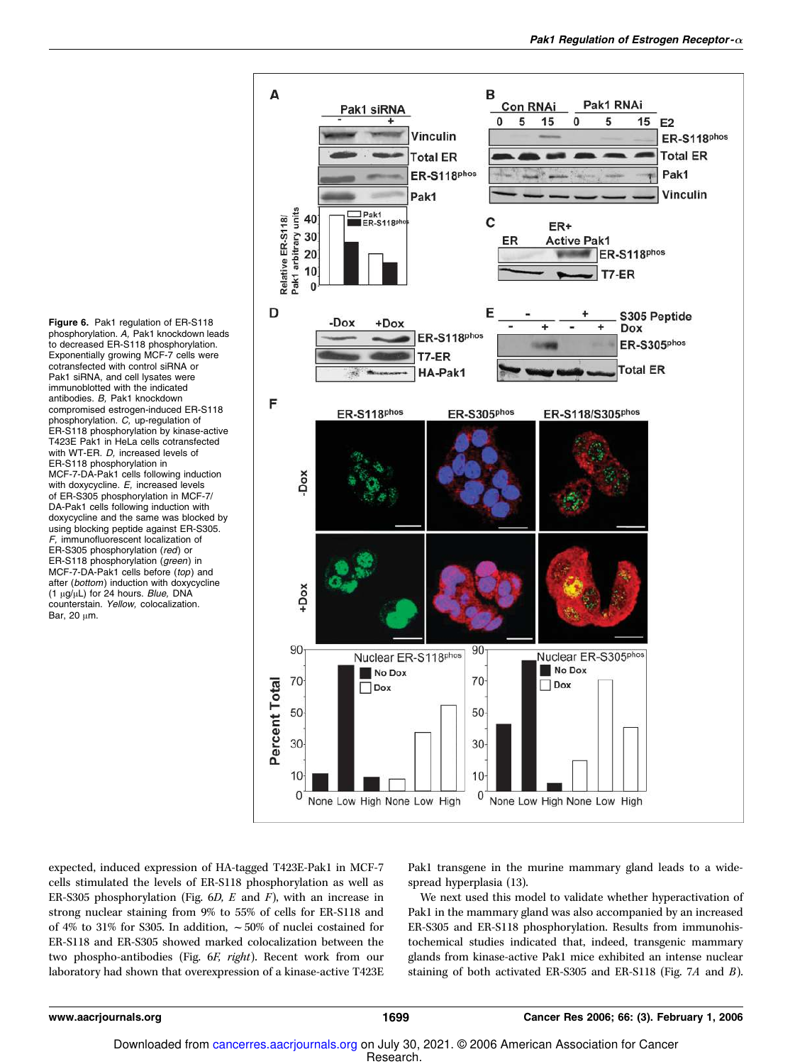**Figure 6.** Pak1 regulation of ER-S118 phosphorylation. *A,* Pak1 knockdown leads to decreased ER-S118 phosphorylation. Exponentially growing MCF-7 cells were cotransfected with control siRNA or Pak1 siRNA, and cell lysates were immunoblotted with the indicated antibodies. *B,* Pak1 knockdown compromised estrogen-induced ER-S118 phosphorylation. *C,* up-regulation of ER-S118 phosphorylation by kinase-active T423E Pak1 in HeLa cells cotransfected with WT-ER. *D,* increased levels of ER-S118 phosphorylation in MCF-7-DA-Pak1 cells following induction with doxycycline. *E,* increased levels of ER-S305 phosphorylation in MCF-7/DA-Pak1 cells following induction with doxycycline and the same was blocked by using blocking peptide against ER-S305. *F,* immunofluorescent localization of ER-S305 phosphorylation (*red*) or ER-S118 phosphorylation (*green*) in MCF-7-DA-Pak1 cells before (*top*) and after (*bottom*) induction with doxycycline (1 μg/μL) for 24 hours. *Blue,* DNA counterstain. *Yellow,* colocalization. Bar, 20 μm.

expected, induced expression of HA-tagged T423E-Pak1 in MCF-7 cells stimulated the levels of ER-S118 phosphorylation as well as ER-S305 phosphorylation (Fig. 6*D, E* and *F*), with an increase in strong nuclear staining from 9% to 55% of cells for ER-S118 and of 4% to 31% for S305. In addition, ~50% of nuclei costained for ER-S118 and ER-S305 showed marked colocalization between the two phospho-antibodies (Fig. 6*F, right*). Recent work from our laboratory had shown that overexpression of a kinase-active T423E Pak1 transgene in the murine mammary gland leads to a widespread hyperplasia (13).

We next used this model to validate whether hyperactivation of Pak1 in the mammary gland was also accompanied by an increased ER-S305 and ER-S118 phosphorylation. Results from immunohistochemical studies indicated that, indeed, transgenic mammary glands from kinase-active Pak1 mice exhibited an intense nuclear staining of both activated ER-S305 and ER-S118 (Fig. 7*A* and *B*).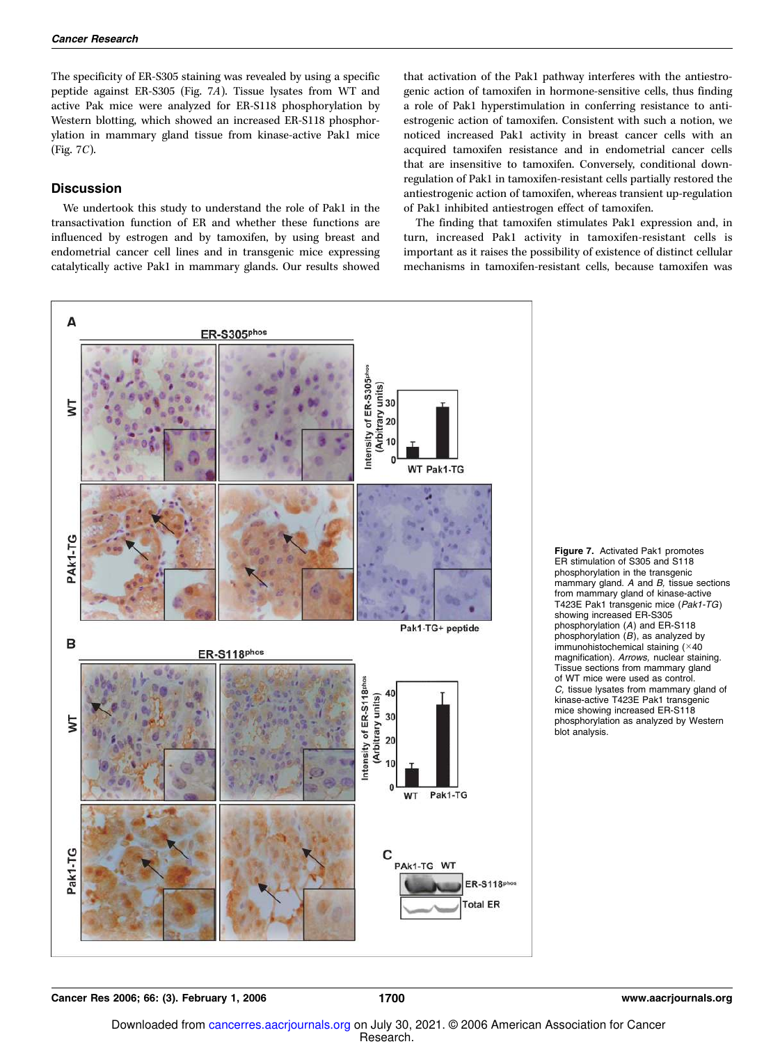The specificity of ER-S305 staining was revealed by using a specific peptide against ER-S305 (Fig. 7*A*). Tissue lysates from WT and active Pak mice were analyzed for ER-S118 phosphorylation by Western blotting, which showed an increased ER-S118 phosphorylation in mammary gland tissue from kinase-active Pak1 mice (Fig. 7*C*).

## Discussion

We undertook this study to understand the role of Pak1 in the transactivation function of ER and whether these functions are influenced by estrogen and by tamoxifen, by using breast and endometrial cancer cell lines and in transgenic mice expressing catalytically active Pak1 in mammary glands. Our results showed that activation of the Pak1 pathway interferes with the antiestrogenic action of tamoxifen in hormone-sensitive cells, thus finding a role of Pak1 hyperstimulation in conferring resistance to antiestrogenic action of tamoxifen. Consistent with such a notion, we noticed increased Pak1 activity in breast cancer cells with an acquired tamoxifen resistance and in endometrial cancer cells that are insensitive to tamoxifen. Conversely, conditional down-regulation of Pak1 in tamoxifen-resistant cells partially restored the antiestrogenic action of tamoxifen, whereas transient up-regulation of Pak1 inhibited antiestrogen effect of tamoxifen.

The finding that tamoxifen stimulates Pak1 expression and, in turn, increased Pak1 activity in tamoxifen-resistant cells is important as it raises the possibility of existence of distinct cellular mechanisms in tamoxifen-resistant cells, because tamoxifen was

**Figure 7.** Activated Pak1 promotes ER stimulation of S305 and S118 phosphorylation in the transgenic mammary gland. *A* and *B*, tissue sections from mammary gland of kinase-active T423E Pak1 transgenic mice (*Pak1-TG*) showing increased ER-S305 phosphorylation (*A*) and ER-S118 phosphorylation (*B*), as analyzed by immunohistochemical staining (×40 magnification). *Arrows,* nuclear staining. Tissue sections from mammary gland of WT mice were used as control. *C*, tissue lysates from mammary gland of kinase-active T423E Pak1 transgenic mice showing increased ER-S118 phosphorylation as analyzed by Western blot analysis.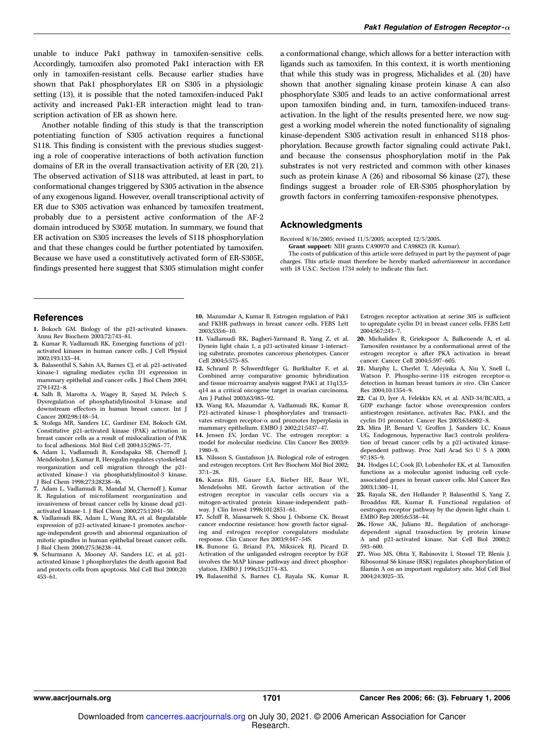unable to induce Pak1 pathway in tamoxifen-sensitive cells. Accordingly, tamoxifen also promoted Pak1 interaction with ER only in tamoxifen-resistant cells. Because earlier studies have shown that Pak1 phosphorylates ER on S305 in a physiologic setting (13), it is possible that the noted tamoxifen-induced Pak1 activity and increased Pak1-ER interaction might lead to transcription activation of ER as shown here.

Another notable finding of this study is that the transcription potentiating function of S305 activation requires a functional S118. This finding is consistent with the previous studies suggesting a role of cooperative interactions of both activation function domains of ER in the overall transactivation activity of ER (20, 21). The observed activation of S118 was attributed, at least in part, to conformational changes triggered by S305 activation in the absence of any exogenous ligand. However, overall transcriptional activity of ER due to S305 activation was enhanced by tamoxifen treatment, probably due to a persistent active conformation of the AF-2 domain introduced by S305E mutation. In summary, we found that ER activation on S305 increases the levels of S118 phosphorylation and that these changes could be further potentiated by tamoxifen. Because we have used a constitutively activated form of ER-S305E, findings presented here suggest that S305 stimulation might confer a conformational change, which allows for a better interaction with ligands such as tamoxifen. In this context, it is worth mentioning that while this study was in progress, Michalides et al. (20) have shown that another signaling kinase protein kinase A can also phosphorylate S305 and leads to an active conformational arrest upon tamoxifen binding and, in turn, tamoxifen-induced transactivation. In the light of the results presented here, we now suggest a working model wherein the noted functionality of signaling kinase-dependent S305 activation result in enhanced S118 phosphorylation. Because growth factor signaling could activate Pak1, and because the consensus phosphorylation motif in the Pak substrates is not very restricted and common with other kinases such as protein kinase A (26) and ribosomal S6 kinase (27), these findings suggest a broader role of ER-S305 phosphorylation by growth factors in conferring tamoxifen-responsive phenotypes.

## Acknowledgments

Received 8/16/2005; revised 11/5/2005; accepted 12/5/2005.

**Grant support:** NIH grants CA90970 and CA98823 (R. Kumar).

The costs of publication of this article were defrayed in part by the payment of page charges. This article must therefore be hereby marked *advertisement* in accordance with 18 U.S.C. Section 1734 solely to indicate this fact.

## References

1. Bokoch GM. Biology of the p21-activated kinases. Annu Rev Biochem 2003;72:743–81.
2. Kumar R, Vadlamudi RK. Emerging functions of p21-activated kinases in human cancer cells. J Cell Physiol 2002;193:133–44.
3. Balasenthil S, Sahin AA, Barnes CJ, et al. p21-activated kinase-1 signaling mediates cyclin D1 expression in mammary epithelial and cancer cells. J Biol Chem 2004; 279:1422–8.
4. Salh B, Marotta A, Wagey R, Sayed M, Pelech S. Dysregulation of phosphatidylinositol 3-kinase and downstream effectors in human breast cancer. Int J Cancer 2002;98:148–54.
5. Stofega MR, Sanders LC, Gardiner EM, Bokoch GM. Constitutive p21-activated kinase (PAK) activation in breast cancer cells as a result of mislocalization of PAK to focal adhesions. Mol Biol Cell 2004;15:2965–77.
6. Adam L, Vadlamudi R, Kondapaka SB, Chernoff J, Mendelsohn J, Kumar R. Heregulin regulates cytoskeletal reorganization and cell migration through the p21-activated kinase-1 via phosphatidylinositol-3 kinase. J Biol Chem 1998;273:28238–46.
7. Adam L, Vadlamudi R, Mandal M, Chernoff J, Kumar R. Regulation of microfilament reorganization and invasiveness of breast cancer cells by kinase dead p21-activated kinase-1. J Biol Chem 2000;275:12041–50.
8. Vadlamudi RK, Adam L, Wang RA, et al. Regulatable expression of p21-activated kinase-1 promotes anchorage-independent growth and abnormal organization of mitotic spindles in human epithelial breast cancer cells. J Biol Chem 2000;275:36238–44.
9. Schurmann A, Mooney AF, Sanders LC, et al. p21-activated kinase 1 phosphorylates the death agonist Bad and protects cells from apoptosis. Mol Cell Biol 2000;20: 453–61.
10. Mazumdar A, Kumar R. Estrogen regulation of Pak1 and FKHR pathways in breast cancer cells. FEBS Lett 2003;535:6–10.
11. Vadlamudi RK, Bagheri-Yarmand R, Yang Z, et al. Dynein light chain 1, a p21-activated kinase 1-interacting substrate, promotes cancerous phenotypes. Cancer Cell 2004;5:575–85.
12. Schraml P, Schwerdtfeger G, Burkhalter F, et al. Combined array comparative genomic hybridization and tissue microarray analysis suggest PAK1 at 11q13.5-q14 as a critical oncogene target in ovarian carcinoma. Am J Pathol 2003;63:985–92.
13. Wang RA, Mazumdar A, Vadlamudi RK, Kumar R. P21-activated kinase-1 phosphorylates and transactivates estrogen receptor-α and promotes hyperplasia in mammary epithelium. EMBO J 2002;21:5437–47.
14. Jensen EV, Jordan VC. The estrogen receptor: a model for molecular medicine. Clin Cancer Res 2003;9: 1980–9.
15. Nilsson S, Gustafsson JA. Biological role of estrogen and estrogen receptors. Crit Rev Biochem Mol Biol 2002; 37:1–28.
16. Karas RH, Gauer EA, Bieber HE, Baur WE, Mendelsohn ME. Growth factor activation of the estrogen receptor in vascular cells occurs via a mitogen-activated protein kinase-independent pathway. J Clin Invest 1998;101:2851–61.
17. Schiff R, Massarweh S, Shou J, Osborne CK. Breast cancer endocrine resistance: how growth factor signaling and estrogen receptor coregulators modulate response. Clin Cancer Res 2003;9:447–54S.
18. Bunone G, Briand PA, Miksicek RJ, Picard D. Activation of the unliganded estrogen receptor by EGF involves the MAP kinase pathway and direct phosphorylation. EMBO J 1996;15:2174–83.
19. Balasenthil S, Barnes CJ, Rayala SK, Kumar R. Estrogen receptor activation at serine 305 is sufficient to upregulate cyclin D1 in breast cancer cells. FEBS Lett 2004;567:243–7.
20. Michalides R, Griekspoor A, Balkenende A, et al. Tamoxifen resistance by a conformational arrest of the estrogen receptor α after PKA activation in breast cancer. Cancer Cell 2004;5:597–605.
21. Murphy L, Cherlet T, Adeyinka A, Niu Y, Snell L, Watson P. Phospho-serine-118 estrogen receptor-α detection in human breast tumors *in vivo*. Clin Cancer Res 2004;10:1354–9.
22. Cai D, Iyer A, Felekkis KN, et al. AND-34/BCAR3, a GDP exchange factor whose overexpression confers antiestrogen resistance, activates Rac, PAK1, and the cyclin D1 promoter. Cancer Res 2003;63:6802–8.
23. Mira JP, Benard V, Groffen J, Sanders LC, Knaus UG. Endogenous, hyperactive Rac3 controls proliferation of breast cancer cells by a p21-activated kinase-dependent pathway. Proc Natl Acad Sci U S A 2000; 97:185–9.
24. Hodges LC, Cook JD, Lobenhofer EK, et al. Tamoxifen functions as a molecular agonist inducing cell cycle-associated genes in breast cancer cells. Mol Cancer Res 2003;1:300–11.
25. Rayala SK, den Hollander P, Balasenthil S, Yang Z, Broaddus RR, Kumar R. Functional regulation of oestrogen receptor pathway by the dynein light chain 1. EMBO Rep 2005;6:538–44.
26. Howe AK, Juliano RL. Regulation of anchorage-dependent signal transduction by protein kinase A and p21-activated kinase. Nat Cell Biol 2000;2: 593–600.
27. Woo MS, Ohta Y, Rabinovitz I, Stossel TP, Blenis J. Ribosomal S6 kinase (RSK) regulates phosphorylation of filamin A on an important regulatory site. Mol Cell Biol 2004;24:3025–35.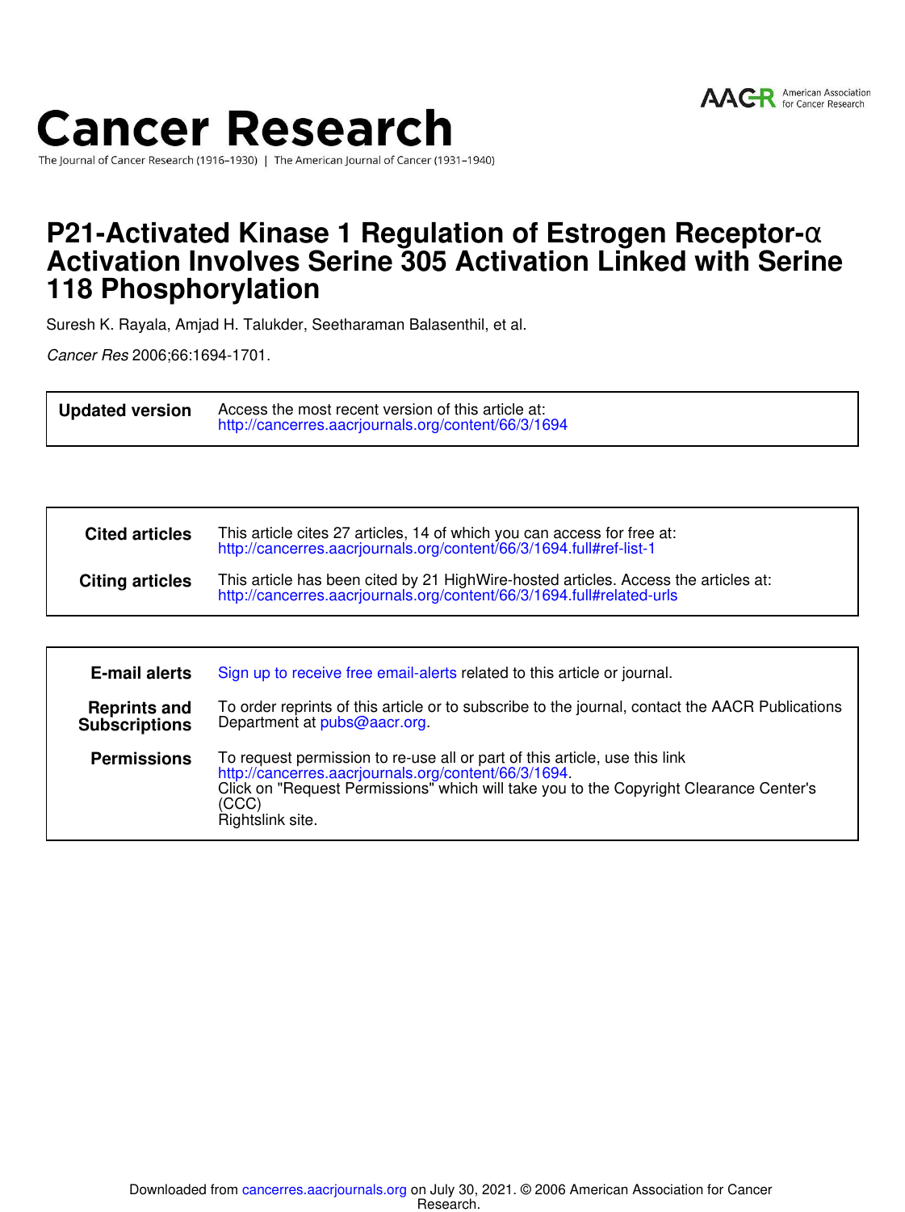# Cancer Research

The Journal of Cancer Research (1916–1930) | The American Journal of Cancer (1931–1940)

# P21-Activated Kinase 1 Regulation of Estrogen Receptor-α Activation Involves Serine 305 Activation Linked with Serine 118 Phosphorylation

Suresh K. Rayala, Amjad H. Talukder, Seetharaman Balasenthil, et al.

*Cancer Res* 2006;66:1694-1701.

| | |
|---|---|
| **Updated version** | Access the most recent version of this article at: http://cancerres.aacrjournals.org/content/66/3/1694 |

| | |
|---|---|
| **Cited articles** | This article cites 27 articles, 14 of which you can access for free at: http://cancerres.aacrjournals.org/content/66/3/1694.full#ref-list-1 |
| **Citing articles** | This article has been cited by 21 HighWire-hosted articles. Access the articles at: http://cancerres.aacrjournals.org/content/66/3/1694.full#related-urls |

| | |
|---|---|
| **E-mail alerts** | Sign up to receive free email-alerts related to this article or journal. |
| **Reprints and Subscriptions** | To order reprints of this article or to subscribe to the journal, contact the AACR Publications Department at pubs@aacr.org. |
| **Permissions** | To request permission to re-use all or part of this article, use this link http://cancerres.aacrjournals.org/content/66/3/1694. Click on "Request Permissions" which will take you to the Copyright Clearance Center's (CCC) Rightslink site. |

Downloaded from cancerres.aacrjournals.org on July 30, 2021. © 2006 American Association for Cancer Research.